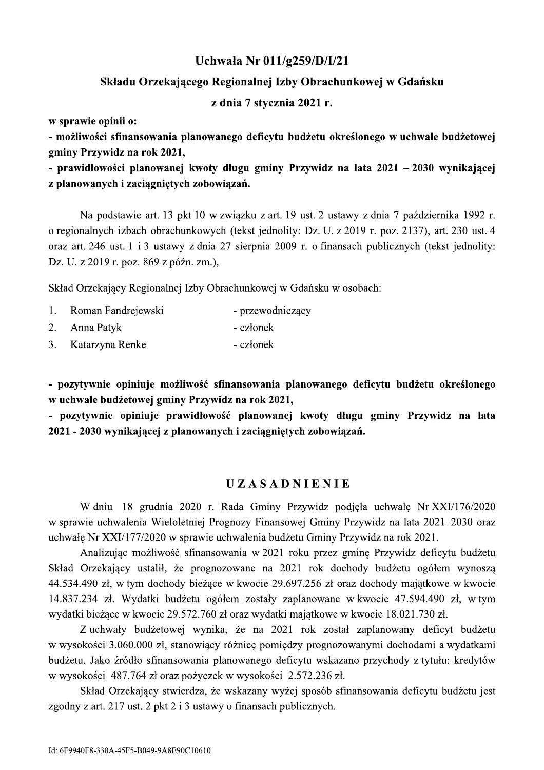# Uchwała Nr 011/g259/D/I/21

## Składu Orzekającego Regionalnej Izby Obrachunkowej w Gdańsku

## z dnia 7 stycznia 2021 r.

**w sprawie opinii o:**
**- możliwości sfinansowania planowanego deficytu budżetu określonego w uchwale budżetowej gminy Przywidz na rok 2021,**
**- prawidłowości planowanej kwoty długu gminy Przywidz na lata 2021 – 2030 wynikającej z planowanych i zaciągniętych zobowiązań.**

Na podstawie art. 13 pkt 10 w związku z art. 19 ust. 2 ustawy z dnia 7 października 1992 r. o regionalnych izbach obrachunkowych (tekst jednolity: Dz. U. z 2019 r. poz. 2137), art. 230 ust. 4 oraz art. 246 ust. 1 i 3 ustawy z dnia 27 sierpnia 2009 r. o finansach publicznych (tekst jednolity: Dz. U. z 2019 r. poz. 869 z późn. zm.),

Skład Orzekający Regionalnej Izby Obrachunkowej w Gdańsku w osobach:

1. Roman Fandrejewski - przewodniczący
2. Anna Patyk - członek
3. Katarzyna Renke - członek

**- pozytywnie opiniuje możliwość sfinansowania planowanego deficytu budżetu określonego w uchwale budżetowej gminy Przywidz na rok 2021,**
**- pozytywnie opiniuje prawidłowość planowanej kwoty długu gminy Przywidz na lata 2021 - 2030 wynikającej z planowanych i zaciągniętych zobowiązań.**

## U Z A S A D N I E N I E

W dniu 18 grudnia 2020 r. Rada Gminy Przywidz podjęła uchwałę Nr XXI/176/2020 w sprawie uchwalenia Wieloletniej Prognozy Finansowej Gminy Przywidz na lata 2021–2030 oraz uchwałę Nr XXI/177/2020 w sprawie uchwalenia budżetu Gminy Przywidz na rok 2021.

Analizując możliwość sfinansowania w 2021 roku przez gminę Przywidz deficytu budżetu Skład Orzekający ustalił, że prognozowane na 2021 rok dochody budżetu ogółem wynoszą 44.534.490 zł, w tym dochody bieżące w kwocie 29.697.256 zł oraz dochody majątkowe w kwocie 14.837.234 zł. Wydatki budżetu ogółem zostały zaplanowane w kwocie 47.594.490 zł, w tym wydatki bieżące w kwocie 29.572.760 zł oraz wydatki majątkowe w kwocie 18.021.730 zł.

Z uchwały budżetowej wynika, że na 2021 rok został zaplanowany deficyt budżetu w wysokości 3.060.000 zł, stanowiący różnicę pomiędzy prognozowanymi dochodami a wydatkami budżetu. Jako źródło sfinansowania planowanego deficytu wskazano przychody z tytułu: kredytów w wysokości 487.764 zł oraz pożyczek w wysokości 2.572.236 zł.

Skład Orzekający stwierdza, że wskazany wyżej sposób sfinansowania deficytu budżetu jest zgodny z art. 217 ust. 2 pkt 2 i 3 ustawy o finansach publicznych.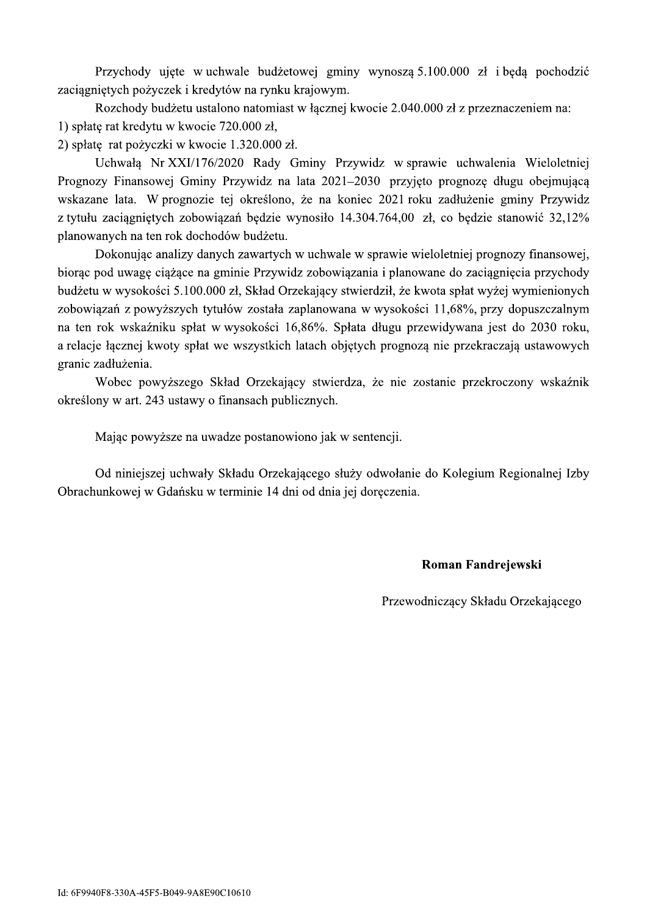Przychody ujęte w uchwale budżetowej gminy wynoszą 5.100.000 zł i będą pochodzić zaciągniętych pożyczek i kredytów na rynku krajowym.

Rozchody budżetu ustalono natomiast w łącznej kwocie 2.040.000 zł z przeznaczeniem na:

1) spłatę rat kredytu w kwocie 720.000 zł,
2) spłatę rat pożyczki w kwocie 1.320.000 zł.

Uchwałą Nr XXI/176/2020 Rady Gminy Przywidz w sprawie uchwalenia Wieloletniej Prognozy Finansowej Gminy Przywidz na lata 2021–2030 przyjęto prognozę długu obejmującą wskazane lata. W prognozie tej określono, że na koniec 2021 roku zadłużenie gminy Przywidz z tytułu zaciągniętych zobowiązań będzie wynosiło 14.304.764,00 zł, co będzie stanowić 32,12% planowanych na ten rok dochodów budżetu.

Dokonując analizy danych zawartych w uchwale w sprawie wieloletniej prognozy finansowej, biorąc pod uwagę ciążące na gminie Przywidz zobowiązania i planowane do zaciągnięcia przychody budżetu w wysokości 5.100.000 zł, Skład Orzekający stwierdził, że kwota spłat wyżej wymienionych zobowiązań z powyższych tytułów została zaplanowana w wysokości 11,68%, przy dopuszczalnym na ten rok wskaźniku spłat w wysokości 16,86%. Spłata długu przewidywana jest do 2030 roku, a relacje łącznej kwoty spłat we wszystkich latach objętych prognozą nie przekraczają ustawowych granic zadłużenia.

Wobec powyższego Skład Orzekający stwierdza, że nie zostanie przekroczony wskaźnik określony w art. 243 ustawy o finansach publicznych.

Mając powyższe na uwadze postanowiono jak w sentencji.

Od niniejszej uchwały Składu Orzekającego służy odwołanie do Kolegium Regionalnej Izby Obrachunkowej w Gdańsku w terminie 14 dni od dnia jej doręczenia.

**Roman Fandrejewski**

Przewodniczący Składu Orzekającego

Id: 6F9940F8-330A-45F5-B049-9A8E90C10610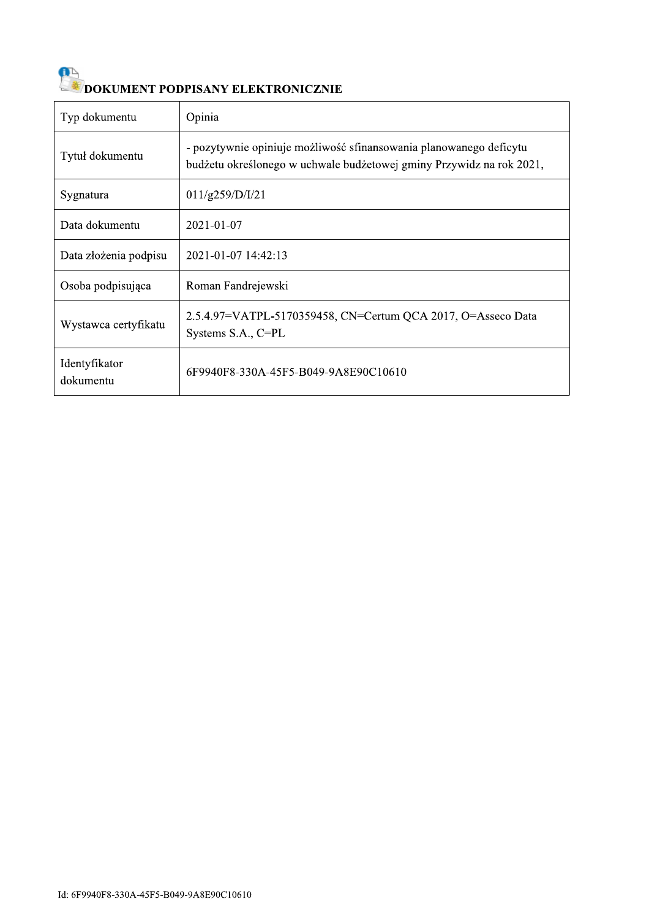## DOKUMENT PODPISANY ELEKTRONICZNIE

| | |
|---|---|
| Typ dokumentu | Opinia |
| Tytuł dokumentu | - pozytywnie opiniuje możliwość sfinansowania planowanego deficytu budżetu określonego w uchwale budżetowej gminy Przywidz na rok 2021, |
| Sygnatura | 011/g259/D/I/21 |
| Data dokumentu | 2021-01-07 |
| Data złożenia podpisu | 2021-01-07 14:42:13 |
| Osoba podpisująca | Roman Fandrejewski |
| Wystawca certyfikatu | 2.5.4.97=VATPL-5170359458, CN=Certum QCA 2017, O=Asseco Data Systems S.A., C=PL |
| Identyfikator dokumentu | 6F9940F8-330A-45F5-B049-9A8E90C10610 |